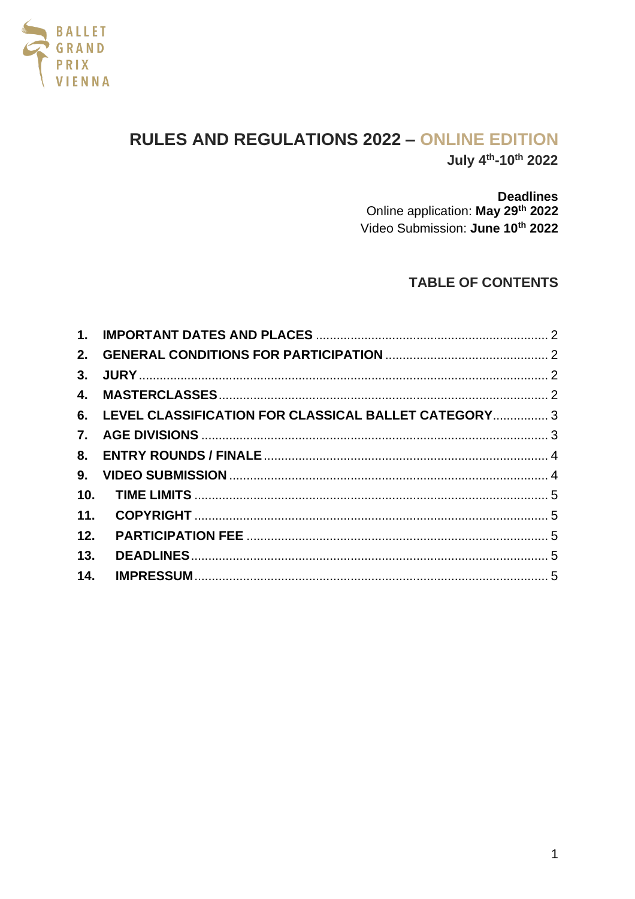BALLET GRAND PRIX VIENNA

# RULES AND REGULATIONS 2022 – ONLINE EDITION

**July 4th-10th 2022**

**Deadlines**
Online application: **May 29th 2022**
Video Submission: **June 10th 2022**

## TABLE OF CONTENTS

1. **IMPORTANT DATES AND PLACES** .... 2
2. **GENERAL CONDITIONS FOR PARTICIPATION** .... 2
3. **JURY** .... 2
4. **MASTERCLASSES** .... 2
6. **LEVEL CLASSIFICATION FOR CLASSICAL BALLET CATEGORY** .... 3
7. **AGE DIVISIONS** .... 3
8. **ENTRY ROUNDS / FINALE** .... 4
9. **VIDEO SUBMISSION** .... 4
10. **TIME LIMITS** .... 5
11. **COPYRIGHT** .... 5
12. **PARTICIPATION FEE** .... 5
13. **DEADLINES** .... 5
14. **IMPRESSUM** .... 5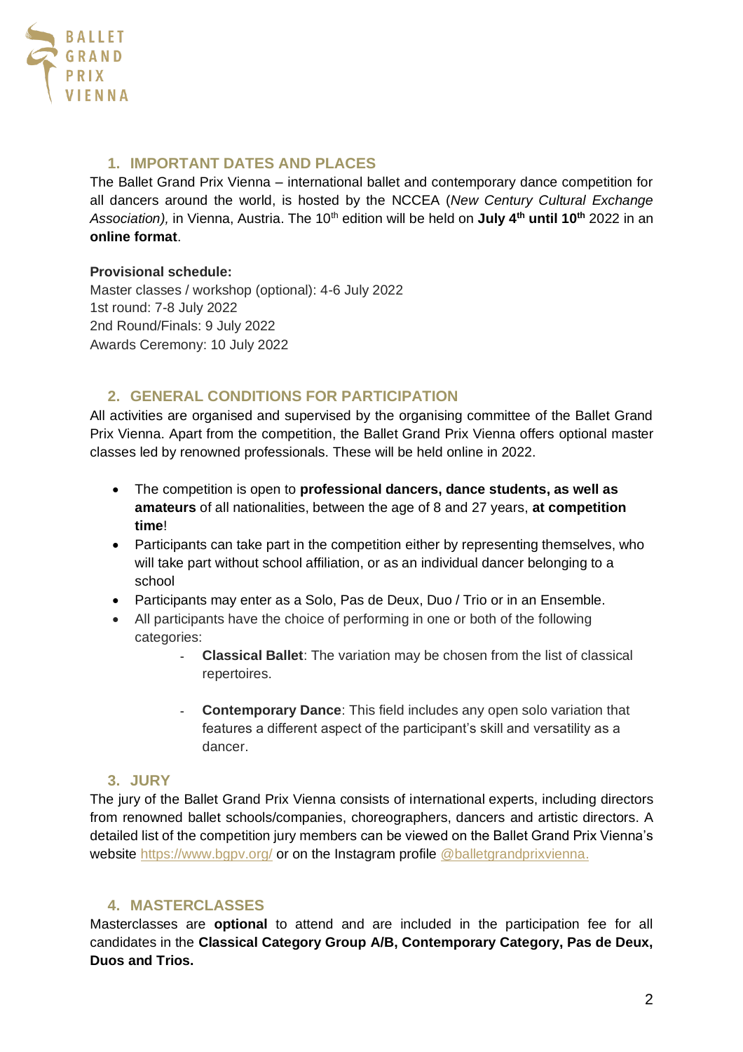## 1. IMPORTANT DATES AND PLACES

The Ballet Grand Prix Vienna – international ballet and contemporary dance competition for all dancers around the world, is hosted by the NCCEA (*New Century Cultural Exchange Association),* in Vienna, Austria. The 10th edition will be held on **July 4th until 10th** 2022 in an **online format**.

**Provisional schedule:**
Master classes / workshop (optional): 4-6 July 2022
1st round: 7-8 July 2022
2nd Round/Finals: 9 July 2022
Awards Ceremony: 10 July 2022

## 2. GENERAL CONDITIONS FOR PARTICIPATION

All activities are organised and supervised by the organising committee of the Ballet Grand Prix Vienna. Apart from the competition, the Ballet Grand Prix Vienna offers optional master classes led by renowned professionals. These will be held online in 2022.

- The competition is open to **professional dancers, dance students, as well as amateurs** of all nationalities, between the age of 8 and 27 years, **at competition time**!
- Participants can take part in the competition either by representing themselves, who will take part without school affiliation, or as an individual dancer belonging to a school
- Participants may enter as a Solo, Pas de Deux, Duo / Trio or in an Ensemble.
- All participants have the choice of performing in one or both of the following categories:
  - **Classical Ballet**: The variation may be chosen from the list of classical repertoires.
  - **Contemporary Dance**: This field includes any open solo variation that features a different aspect of the participant's skill and versatility as a dancer.

## 3. JURY

The jury of the Ballet Grand Prix Vienna consists of international experts, including directors from renowned ballet schools/companies, choreographers, dancers and artistic directors. A detailed list of the competition jury members can be viewed on the Ballet Grand Prix Vienna's website https://www.bgpv.org/ or on the Instagram profile @balletgrandprixvienna.

## 4. MASTERCLASSES

Masterclasses are **optional** to attend and are included in the participation fee for all candidates in the **Classical Category Group A/B, Contemporary Category, Pas de Deux, Duos and Trios.**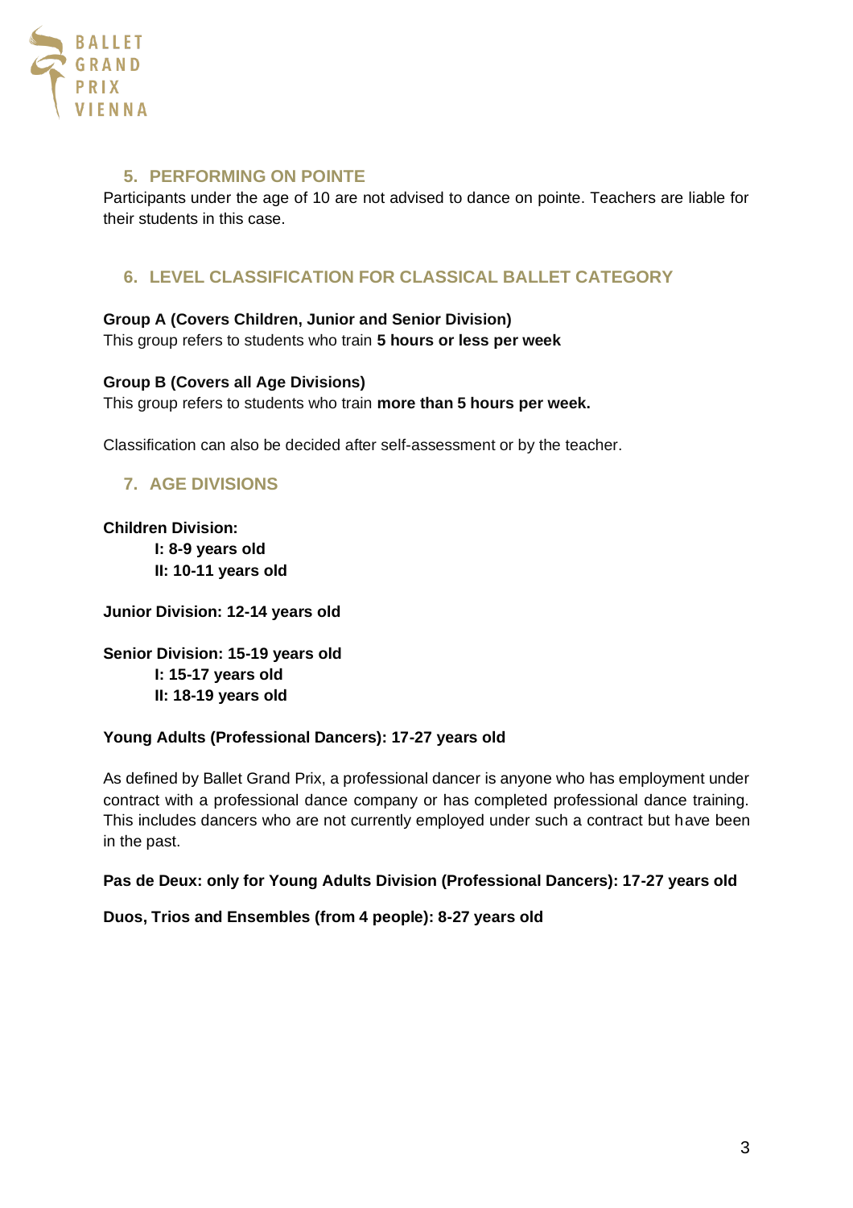## 5. PERFORMING ON POINTE

Participants under the age of 10 are not advised to dance on pointe. Teachers are liable for their students in this case.

## 6. LEVEL CLASSIFICATION FOR CLASSICAL BALLET CATEGORY

**Group A (Covers Children, Junior and Senior Division)**
This group refers to students who train **5 hours or less per week**

**Group B (Covers all Age Divisions)**
This group refers to students who train **more than 5 hours per week.**

Classification can also be decided after self-assessment or by the teacher.

## 7. AGE DIVISIONS

**Children Division:**
- **I: 8-9 years old**
- **II: 10-11 years old**

**Junior Division: 12-14 years old**

**Senior Division: 15-19 years old**
- **I: 15-17 years old**
- **II: 18-19 years old**

**Young Adults (Professional Dancers): 17-27 years old**

As defined by Ballet Grand Prix, a professional dancer is anyone who has employment under contract with a professional dance company or has completed professional dance training. This includes dancers who are not currently employed under such a contract but have been in the past.

**Pas de Deux: only for Young Adults Division (Professional Dancers): 17-27 years old**

**Duos, Trios and Ensembles (from 4 people): 8-27 years old**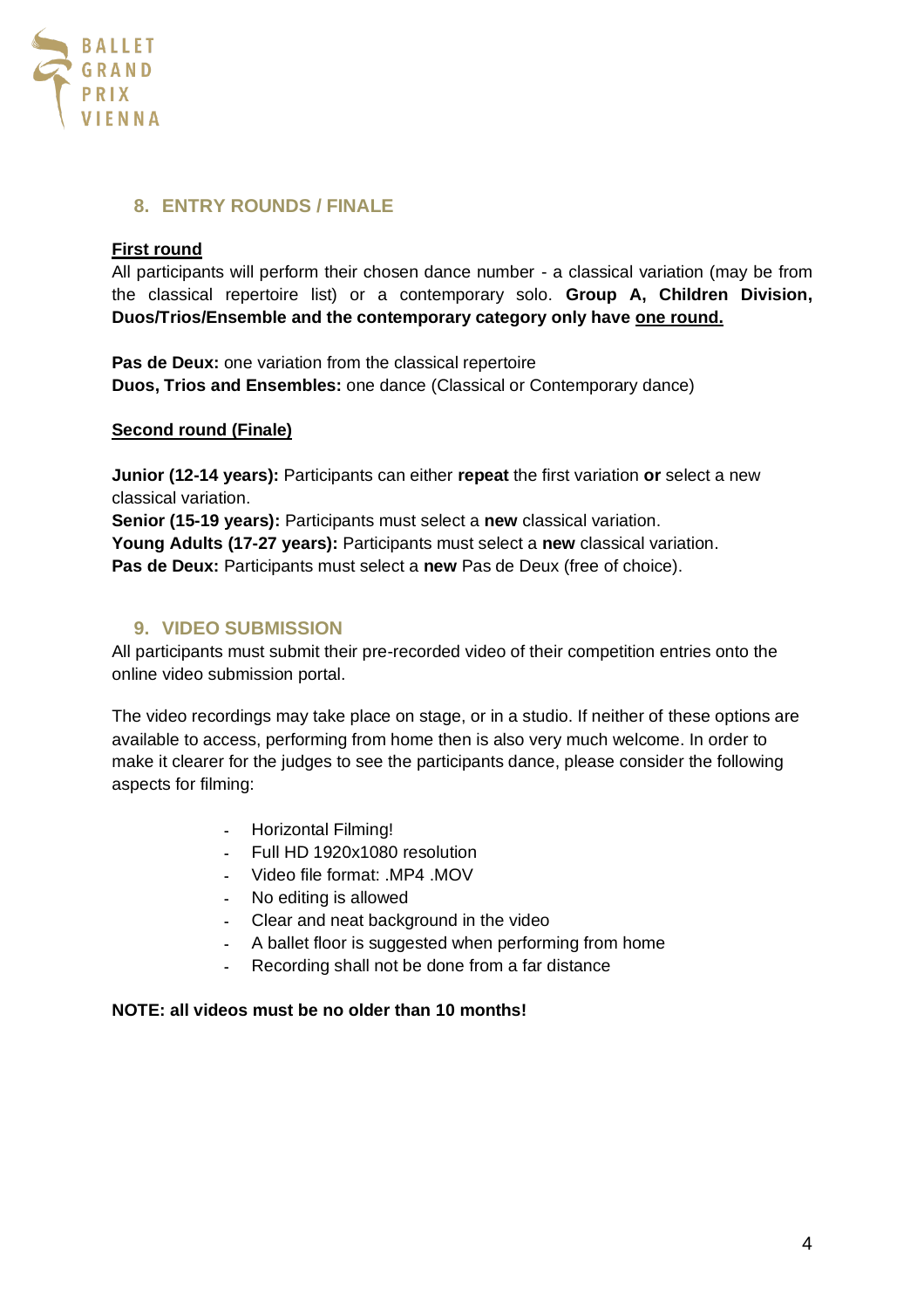## 8. ENTRY ROUNDS / FINALE

**First round**

All participants will perform their chosen dance number - a classical variation (may be from the classical repertoire list) or a contemporary solo. **Group A, Children Division, Duos/Trios/Ensemble and the contemporary category only have one round.**

**Pas de Deux:** one variation from the classical repertoire
**Duos, Trios and Ensembles:** one dance (Classical or Contemporary dance)

**Second round (Finale)**

**Junior (12-14 years):** Participants can either **repeat** the first variation **or** select a new classical variation.
**Senior (15-19 years):** Participants must select a **new** classical variation.
**Young Adults (17-27 years):** Participants must select a **new** classical variation.
**Pas de Deux:** Participants must select a **new** Pas de Deux (free of choice).

## 9. VIDEO SUBMISSION

All participants must submit their pre-recorded video of their competition entries onto the online video submission portal.

The video recordings may take place on stage, or in a studio. If neither of these options are available to access, performing from home then is also very much welcome. In order to make it clearer for the judges to see the participants dance, please consider the following aspects for filming:

- Horizontal Filming!
- Full HD 1920x1080 resolution
- Video file format: .MP4 .MOV
- No editing is allowed
- Clear and neat background in the video
- A ballet floor is suggested when performing from home
- Recording shall not be done from a far distance

**NOTE: all videos must be no older than 10 months!**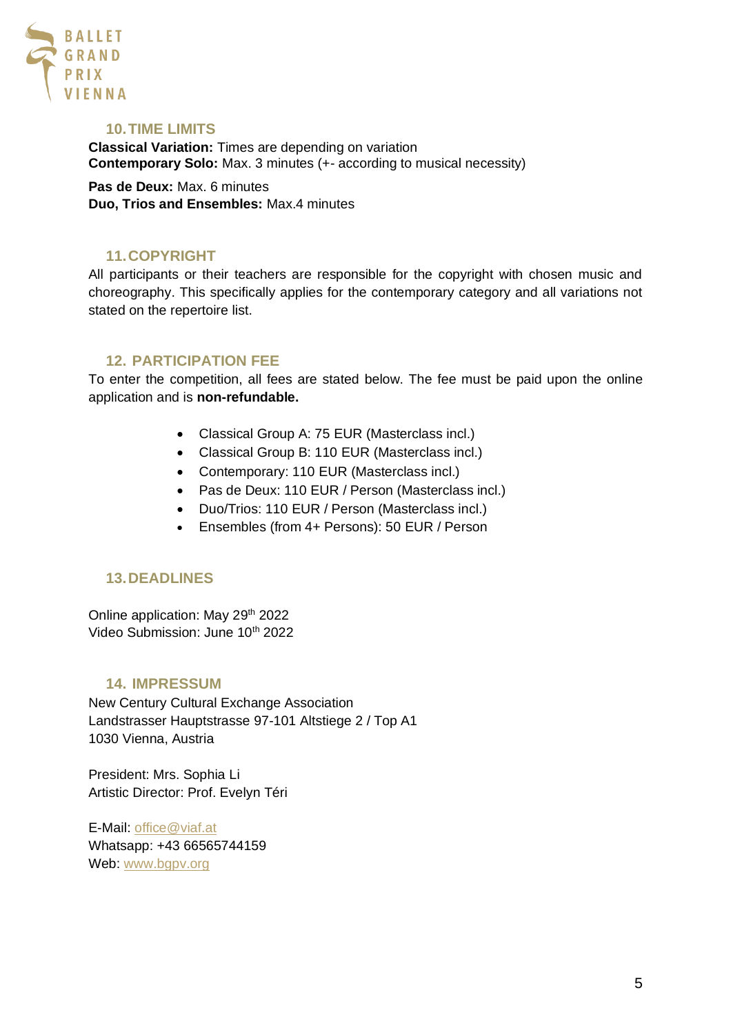## 10. TIME LIMITS

**Classical Variation:** Times are depending on variation
**Contemporary Solo:** Max. 3 minutes (+- according to musical necessity)

**Pas de Deux:** Max. 6 minutes
**Duo, Trios and Ensembles:** Max.4 minutes

## 11. COPYRIGHT

All participants or their teachers are responsible for the copyright with chosen music and choreography. This specifically applies for the contemporary category and all variations not stated on the repertoire list.

## 12. PARTICIPATION FEE

To enter the competition, all fees are stated below. The fee must be paid upon the online application and is **non-refundable.**

- Classical Group A: 75 EUR (Masterclass incl.)
- Classical Group B: 110 EUR (Masterclass incl.)
- Contemporary: 110 EUR (Masterclass incl.)
- Pas de Deux: 110 EUR / Person (Masterclass incl.)
- Duo/Trios: 110 EUR / Person (Masterclass incl.)
- Ensembles (from 4+ Persons): 50 EUR / Person

## 13. DEADLINES

Online application: May 29th 2022
Video Submission: June 10th 2022

## 14. IMPRESSUM

New Century Cultural Exchange Association
Landstrasser Hauptstrasse 97-101 Altstiege 2 / Top A1
1030 Vienna, Austria

President: Mrs. Sophia Li
Artistic Director: Prof. Evelyn Téri

E-Mail: office@viaf.at
Whatsapp: +43 66565744159
Web: www.bgpv.org